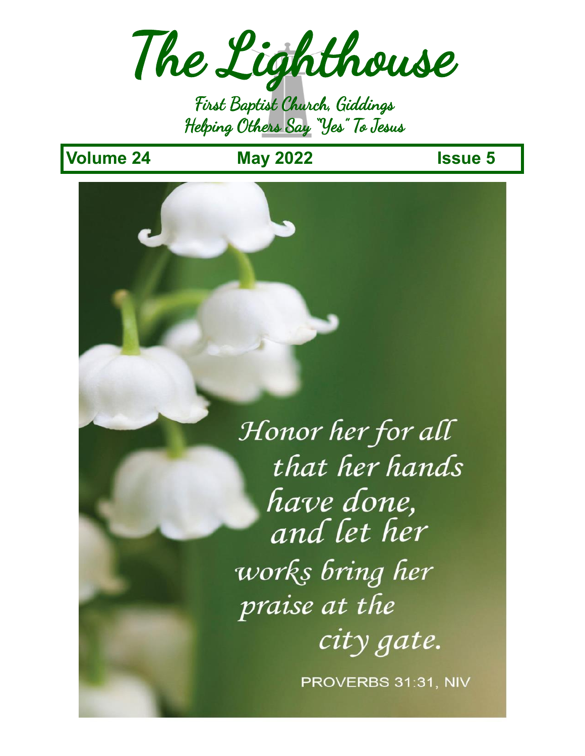# The Lighthouse

First Baptist Church, Giddings
Helping Others Say "Yes" To Jesus

| Volume 24 | May 2022 | Issue 5 |
|---|---|---|

*Honor her for all that her hands have done, and let her works bring her praise at the city gate.*

PROVERBS 31:31, NIV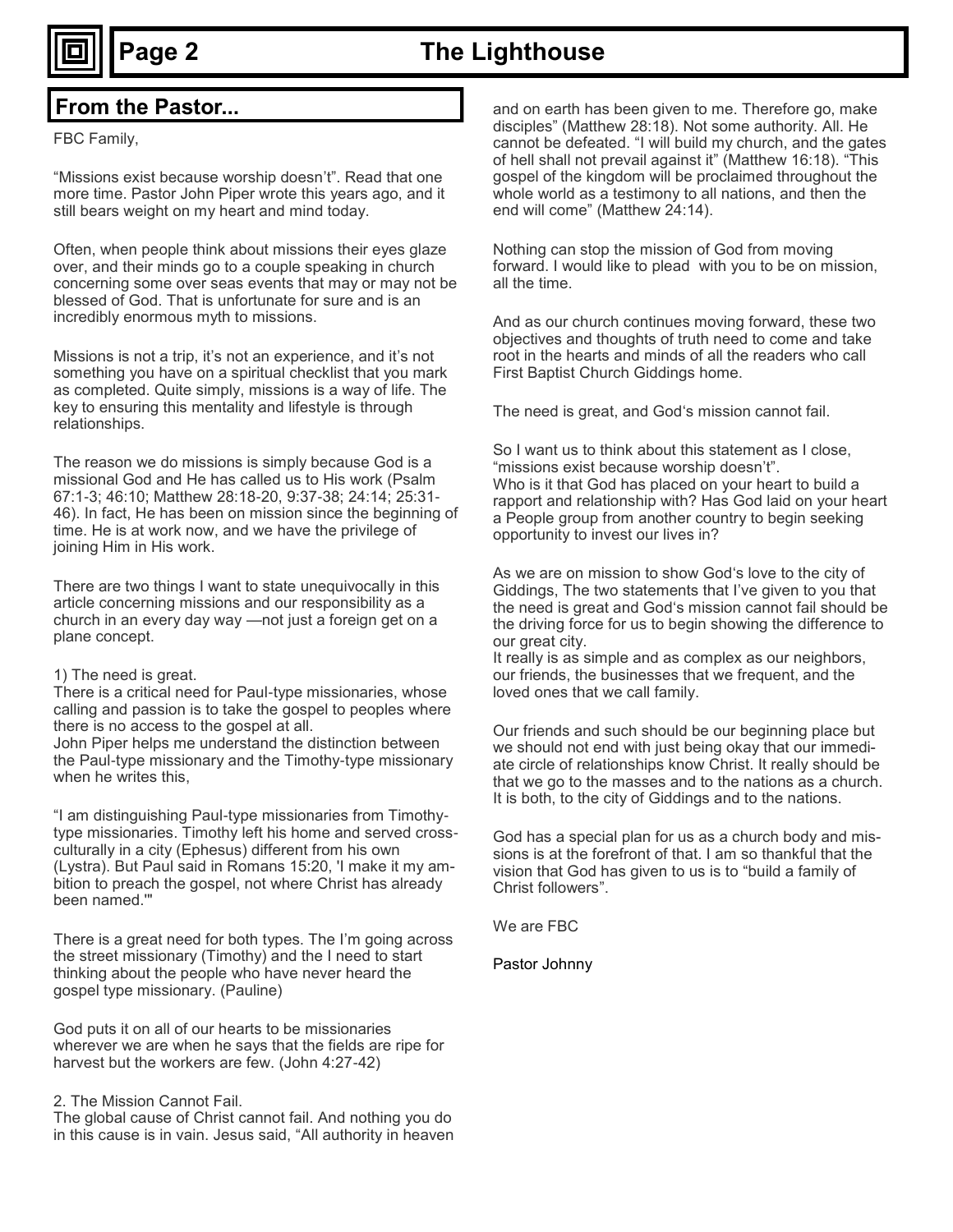## From the Pastor...

FBC Family,

“Missions exist because worship doesn’t”. Read that one more time. Pastor John Piper wrote this years ago, and it still bears weight on my heart and mind today.

Often, when people think about missions their eyes glaze over, and their minds go to a couple speaking in church concerning some over seas events that may or may not be blessed of God. That is unfortunate for sure and is an incredibly enormous myth to missions.

Missions is not a trip, it’s not an experience, and it’s not something you have on a spiritual checklist that you mark as completed. Quite simply, missions is a way of life. The key to ensuring this mentality and lifestyle is through relationships.

The reason we do missions is simply because God is a missional God and He has called us to His work (Psalm 67:1-3; 46:10; Matthew 28:18-20, 9:37-38; 24:14; 25:31-46). In fact, He has been on mission since the beginning of time. He is at work now, and we have the privilege of joining Him in His work.

There are two things I want to state unequivocally in this article concerning missions and our responsibility as a church in an every day way —not just a foreign get on a plane concept.

1) The need is great.
There is a critical need for Paul-type missionaries, whose calling and passion is to take the gospel to peoples where there is no access to the gospel at all.
John Piper helps me understand the distinction between the Paul-type missionary and the Timothy-type missionary when he writes this,

“I am distinguishing Paul-type missionaries from Timothy-type missionaries. Timothy left his home and served cross-culturally in a city (Ephesus) different from his own (Lystra). But Paul said in Romans 15:20, 'I make it my ambition to preach the gospel, not where Christ has already been named.'"

There is a great need for both types. The I’m going across the street missionary (Timothy) and the I need to start thinking about the people who have never heard the gospel type missionary. (Pauline)

God puts it on all of our hearts to be missionaries wherever we are when he says that the fields are ripe for harvest but the workers are few. (John 4:27-42)

2. The Mission Cannot Fail.
The global cause of Christ cannot fail. And nothing you do in this cause is in vain. Jesus said, “All authority in heaven and on earth has been given to me. Therefore go, make disciples” (Matthew 28:18). Not some authority. All. He cannot be defeated. “I will build my church, and the gates of hell shall not prevail against it” (Matthew 16:18). “This gospel of the kingdom will be proclaimed throughout the whole world as a testimony to all nations, and then the end will come” (Matthew 24:14).

Nothing can stop the mission of God from moving forward. I would like to plead with you to be on mission, all the time.

And as our church continues moving forward, these two objectives and thoughts of truth need to come and take root in the hearts and minds of all the readers who call First Baptist Church Giddings home.

The need is great, and God‘s mission cannot fail.

So I want us to think about this statement as I close, “missions exist because worship doesn’t”.
Who is it that God has placed on your heart to build a rapport and relationship with? Has God laid on your heart a People group from another country to begin seeking opportunity to invest our lives in?

As we are on mission to show God‘s love to the city of Giddings, The two statements that I’ve given to you that the need is great and God‘s mission cannot fail should be the driving force for us to begin showing the difference to our great city.
It really is as simple and as complex as our neighbors, our friends, the businesses that we frequent, and the loved ones that we call family.

Our friends and such should be our beginning place but we should not end with just being okay that our immediate circle of relationships know Christ. It really should be that we go to the masses and to the nations as a church. It is both, to the city of Giddings and to the nations.

God has a special plan for us as a church body and missions is at the forefront of that. I am so thankful that the vision that God has given to us is to “build a family of Christ followers”.

We are FBC

Pastor Johnny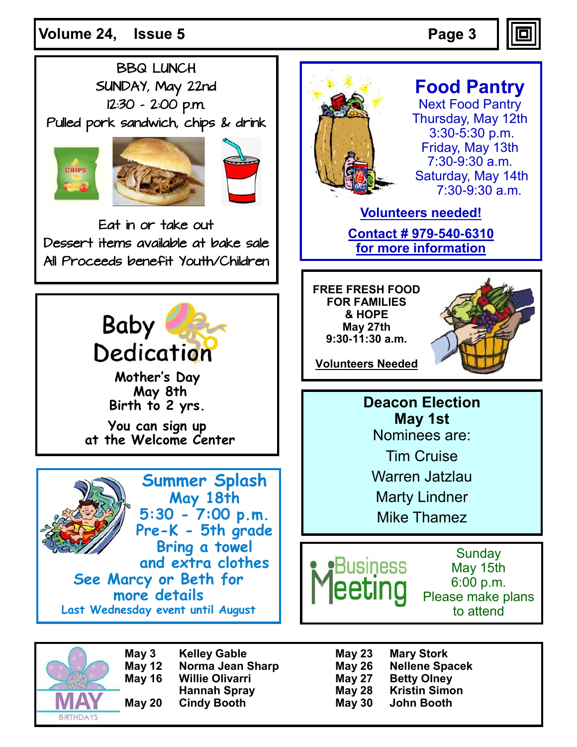## BBQ LUNCH

SUNDAY, May 22nd
12:30 - 2:00 p.m.
Pulled pork sandwich, chips & drink

Eat in or take out
Dessert items available at bake sale
All Proceeds benefit Youth/Children

## Food Pantry

Next Food Pantry
Thursday, May 12th
3:30-5:30 p.m.
Friday, May 13th
7:30-9:30 a.m.
Saturday, May 14th
7:30-9:30 a.m.

**Volunteers needed!**

**Contact # 979-540-6310 for more information**

## Baby Dedication

**Mother's Day**
**May 8th**
**Birth to 2 yrs.**

**You can sign up at the Welcome Center**

**FREE FRESH FOOD FOR FAMILIES & HOPE**
**May 27th**
**9:30-11:30 a.m.**

**Volunteers Needed**

## Summer Splash

**May 18th**
**5:30 - 7:00 p.m.**
**Pre-K - 5th grade**
**Bring a towel and extra clothes**
**See Marcy or Beth for more details**
**Last Wednesday event until August**

## Deacon Election

**May 1st**

Nominees are:

Tim Cruise
Warren Jatzlau
Marty Lindner
Mike Thamez

## Business Meeting

Sunday
May 15th
6:00 p.m.
Please make plans to attend

## MAY BIRTHDAYS

| | | | |
|---|---|---|---|
| **May 3** | **Kelley Gable** | **May 23** | **Mary Stork** |
| **May 12** | **Norma Jean Sharp** | **May 26** | **Nellene Spacek** |
| **May 16** | **Willie Olivarri** | **May 27** | **Betty Olney** |
| | **Hannah Spray** | **May 28** | **Kristin Simon** |
| **May 20** | **Cindy Booth** | **May 30** | **John Booth** |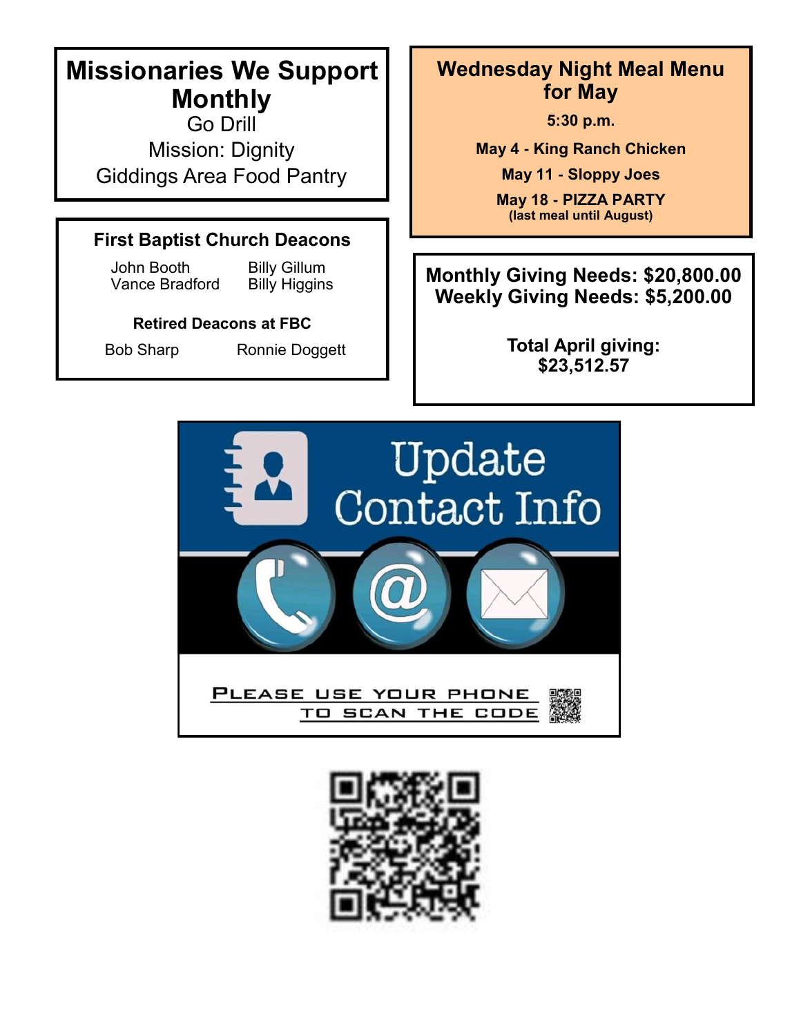## Missionaries We Support Monthly

Go Drill
Mission: Dignity
Giddings Area Food Pantry

## Wednesday Night Meal Menu for May

**5:30 p.m.**

**May 4 - King Ranch Chicken**

**May 11 - Sloppy Joes**

**May 18 - PIZZA PARTY**
**(last meal until August)**

### First Baptist Church Deacons

John Booth
Vance Bradford
Billy Gillum
Billy Higgins

**Retired Deacons at FBC**

Bob Sharp
Ronnie Doggett

**Monthly Giving Needs: $20,800.00**
**Weekly Giving Needs: $5,200.00**

**Total April giving:**
**$23,512.57**

Update Contact Info

PLEASE USE YOUR PHONE TO SCAN THE CODE